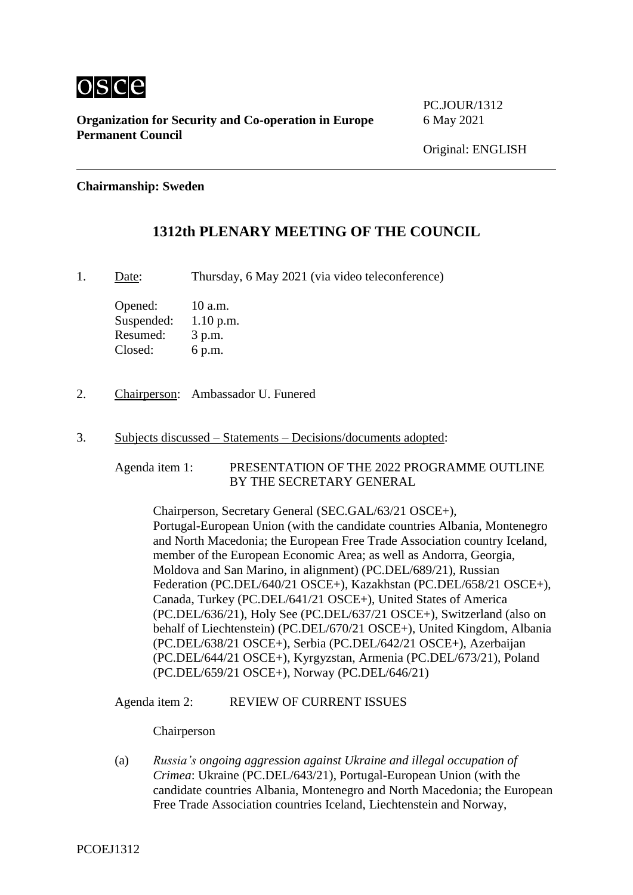osce

**Organization for Security and Co-operation in Europe**
**Permanent Council**

PC.JOUR/1312
6 May 2021

Original: ENGLISH

**Chairmanship: Sweden**

## 1312th PLENARY MEETING OF THE COUNCIL

1. Date: Thursday, 6 May 2021 (via video teleconference)

   Opened: 10 a.m.
   Suspended: 1.10 p.m.
   Resumed: 3 p.m.
   Closed: 6 p.m.

2. Chairperson: Ambassador U. Funered

3. Subjects discussed – Statements – Decisions/documents adopted:

   Agenda item 1: PRESENTATION OF THE 2022 PROGRAMME OUTLINE BY THE SECRETARY GENERAL

   Chairperson, Secretary General (SEC.GAL/63/21 OSCE+), Portugal-European Union (with the candidate countries Albania, Montenegro and North Macedonia; the European Free Trade Association country Iceland, member of the European Economic Area; as well as Andorra, Georgia, Moldova and San Marino, in alignment) (PC.DEL/689/21), Russian Federation (PC.DEL/640/21 OSCE+), Kazakhstan (PC.DEL/658/21 OSCE+), Canada, Turkey (PC.DEL/641/21 OSCE+), United States of America (PC.DEL/636/21), Holy See (PC.DEL/637/21 OSCE+), Switzerland (also on behalf of Liechtenstein) (PC.DEL/670/21 OSCE+), United Kingdom, Albania (PC.DEL/638/21 OSCE+), Serbia (PC.DEL/642/21 OSCE+), Azerbaijan (PC.DEL/644/21 OSCE+), Kyrgyzstan, Armenia (PC.DEL/673/21), Poland (PC.DEL/659/21 OSCE+), Norway (PC.DEL/646/21)

   Agenda item 2: REVIEW OF CURRENT ISSUES

   Chairperson

   (a) *Russia's ongoing aggression against Ukraine and illegal occupation of Crimea*: Ukraine (PC.DEL/643/21), Portugal-European Union (with the candidate countries Albania, Montenegro and North Macedonia; the European Free Trade Association countries Iceland, Liechtenstein and Norway,

PCOEJ1312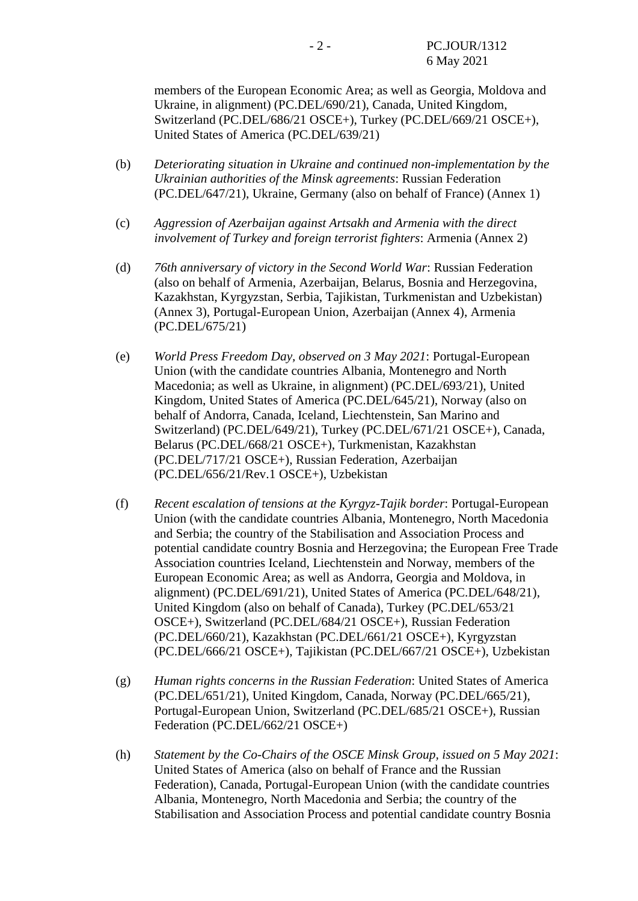members of the European Economic Area; as well as Georgia, Moldova and Ukraine, in alignment) (PC.DEL/690/21), Canada, United Kingdom, Switzerland (PC.DEL/686/21 OSCE+), Turkey (PC.DEL/669/21 OSCE+), United States of America (PC.DEL/639/21)

(b) *Deteriorating situation in Ukraine and continued non-implementation by the Ukrainian authorities of the Minsk agreements*: Russian Federation (PC.DEL/647/21), Ukraine, Germany (also on behalf of France) (Annex 1)

(c) *Aggression of Azerbaijan against Artsakh and Armenia with the direct involvement of Turkey and foreign terrorist fighters*: Armenia (Annex 2)

(d) *76th anniversary of victory in the Second World War*: Russian Federation (also on behalf of Armenia, Azerbaijan, Belarus, Bosnia and Herzegovina, Kazakhstan, Kyrgyzstan, Serbia, Tajikistan, Turkmenistan and Uzbekistan) (Annex 3), Portugal-European Union, Azerbaijan (Annex 4), Armenia (PC.DEL/675/21)

(e) *World Press Freedom Day, observed on 3 May 2021*: Portugal-European Union (with the candidate countries Albania, Montenegro and North Macedonia; as well as Ukraine, in alignment) (PC.DEL/693/21), United Kingdom, United States of America (PC.DEL/645/21), Norway (also on behalf of Andorra, Canada, Iceland, Liechtenstein, San Marino and Switzerland) (PC.DEL/649/21), Turkey (PC.DEL/671/21 OSCE+), Canada, Belarus (PC.DEL/668/21 OSCE+), Turkmenistan, Kazakhstan (PC.DEL/717/21 OSCE+), Russian Federation, Azerbaijan (PC.DEL/656/21/Rev.1 OSCE+), Uzbekistan

(f) *Recent escalation of tensions at the Kyrgyz-Tajik border*: Portugal-European Union (with the candidate countries Albania, Montenegro, North Macedonia and Serbia; the country of the Stabilisation and Association Process and potential candidate country Bosnia and Herzegovina; the European Free Trade Association countries Iceland, Liechtenstein and Norway, members of the European Economic Area; as well as Andorra, Georgia and Moldova, in alignment) (PC.DEL/691/21), United States of America (PC.DEL/648/21), United Kingdom (also on behalf of Canada), Turkey (PC.DEL/653/21 OSCE+), Switzerland (PC.DEL/684/21 OSCE+), Russian Federation (PC.DEL/660/21), Kazakhstan (PC.DEL/661/21 OSCE+), Kyrgyzstan (PC.DEL/666/21 OSCE+), Tajikistan (PC.DEL/667/21 OSCE+), Uzbekistan

(g) *Human rights concerns in the Russian Federation*: United States of America (PC.DEL/651/21), United Kingdom, Canada, Norway (PC.DEL/665/21), Portugal-European Union, Switzerland (PC.DEL/685/21 OSCE+), Russian Federation (PC.DEL/662/21 OSCE+)

(h) *Statement by the Co-Chairs of the OSCE Minsk Group, issued on 5 May 2021*: United States of America (also on behalf of France and the Russian Federation), Canada, Portugal-European Union (with the candidate countries Albania, Montenegro, North Macedonia and Serbia; the country of the Stabilisation and Association Process and potential candidate country Bosnia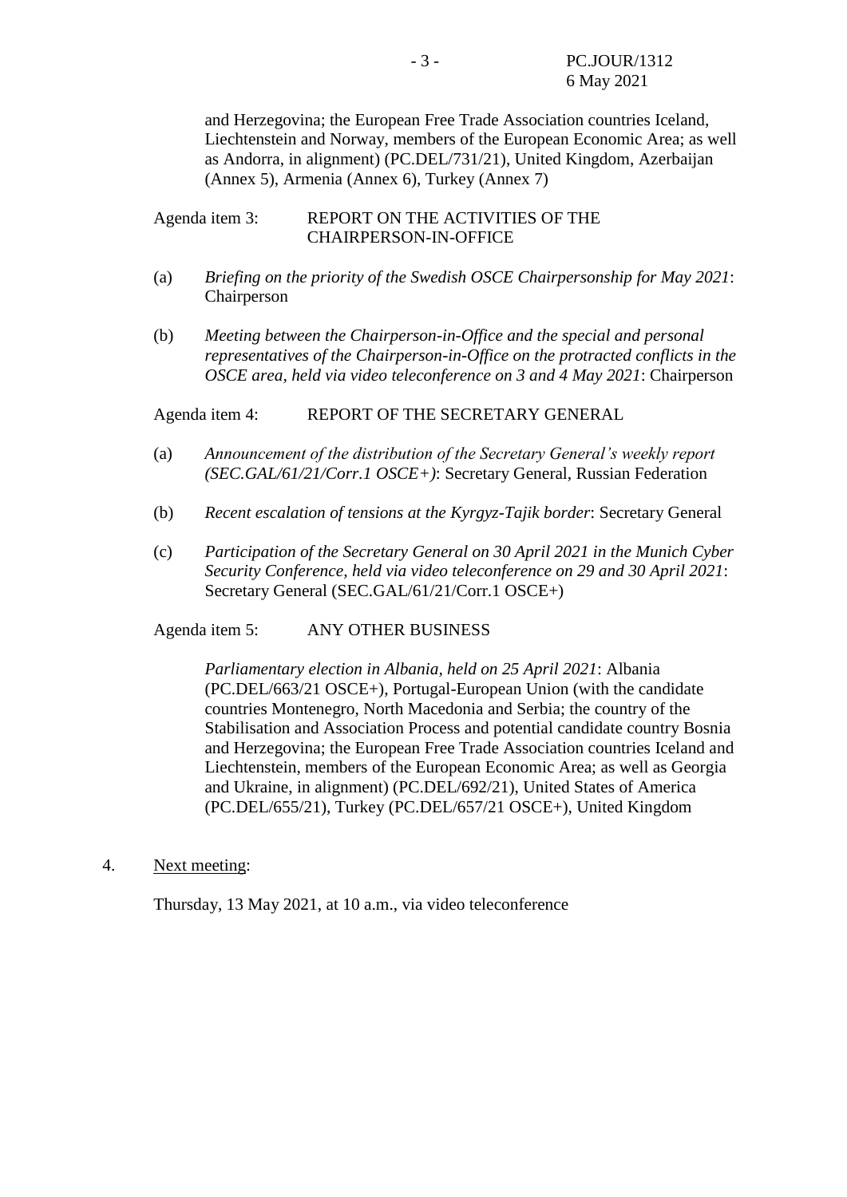and Herzegovina; the European Free Trade Association countries Iceland, Liechtenstein and Norway, members of the European Economic Area; as well as Andorra, in alignment) (PC.DEL/731/21), United Kingdom, Azerbaijan (Annex 5), Armenia (Annex 6), Turkey (Annex 7)

Agenda item 3: REPORT ON THE ACTIVITIES OF THE CHAIRPERSON-IN-OFFICE

(a) *Briefing on the priority of the Swedish OSCE Chairpersonship for May 2021*: Chairperson

(b) *Meeting between the Chairperson-in-Office and the special and personal representatives of the Chairperson-in-Office on the protracted conflicts in the OSCE area, held via video teleconference on 3 and 4 May 2021*: Chairperson

Agenda item 4: REPORT OF THE SECRETARY GENERAL

(a) *Announcement of the distribution of the Secretary General's weekly report (SEC.GAL/61/21/Corr.1 OSCE+)*: Secretary General, Russian Federation

(b) *Recent escalation of tensions at the Kyrgyz-Tajik border*: Secretary General

(c) *Participation of the Secretary General on 30 April 2021 in the Munich Cyber Security Conference, held via video teleconference on 29 and 30 April 2021*: Secretary General (SEC.GAL/61/21/Corr.1 OSCE+)

Agenda item 5: ANY OTHER BUSINESS

*Parliamentary election in Albania, held on 25 April 2021*: Albania (PC.DEL/663/21 OSCE+), Portugal-European Union (with the candidate countries Montenegro, North Macedonia and Serbia; the country of the Stabilisation and Association Process and potential candidate country Bosnia and Herzegovina; the European Free Trade Association countries Iceland and Liechtenstein, members of the European Economic Area; as well as Georgia and Ukraine, in alignment) (PC.DEL/692/21), United States of America (PC.DEL/655/21), Turkey (PC.DEL/657/21 OSCE+), United Kingdom

4. Next meeting:

Thursday, 13 May 2021, at 10 a.m., via video teleconference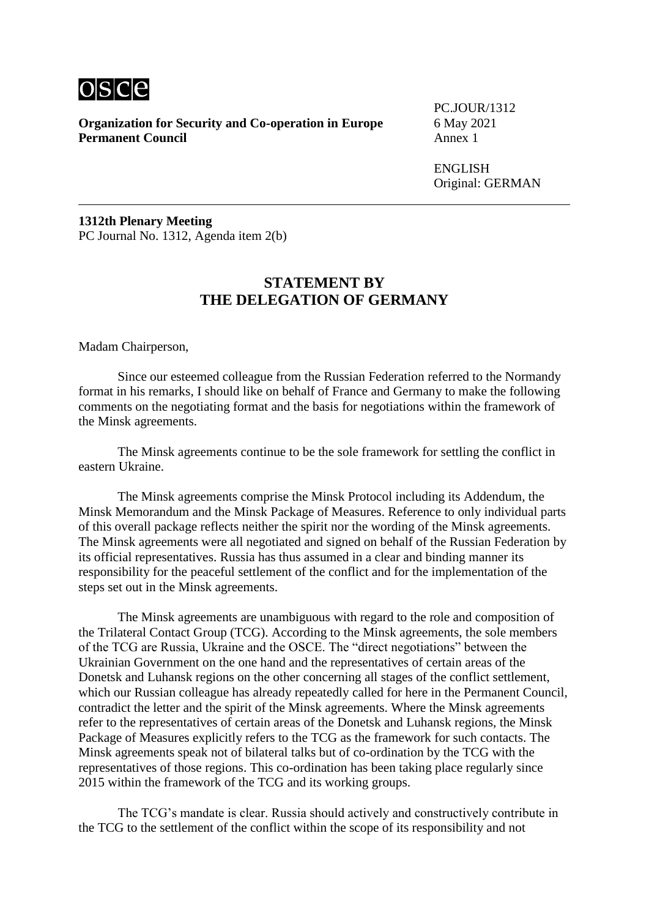**Organization for Security and Co-operation in Europe**
**Permanent Council**

PC.JOUR/1312
6 May 2021
Annex 1

ENGLISH
Original: GERMAN

---

**1312th Plenary Meeting**
PC Journal No. 1312, Agenda item 2(b)

## STATEMENT BY THE DELEGATION OF GERMANY

Madam Chairperson,

Since our esteemed colleague from the Russian Federation referred to the Normandy format in his remarks, I should like on behalf of France and Germany to make the following comments on the negotiating format and the basis for negotiations within the framework of the Minsk agreements.

The Minsk agreements continue to be the sole framework for settling the conflict in eastern Ukraine.

The Minsk agreements comprise the Minsk Protocol including its Addendum, the Minsk Memorandum and the Minsk Package of Measures. Reference to only individual parts of this overall package reflects neither the spirit nor the wording of the Minsk agreements. The Minsk agreements were all negotiated and signed on behalf of the Russian Federation by its official representatives. Russia has thus assumed in a clear and binding manner its responsibility for the peaceful settlement of the conflict and for the implementation of the steps set out in the Minsk agreements.

The Minsk agreements are unambiguous with regard to the role and composition of the Trilateral Contact Group (TCG). According to the Minsk agreements, the sole members of the TCG are Russia, Ukraine and the OSCE. The "direct negotiations" between the Ukrainian Government on the one hand and the representatives of certain areas of the Donetsk and Luhansk regions on the other concerning all stages of the conflict settlement, which our Russian colleague has already repeatedly called for here in the Permanent Council, contradict the letter and the spirit of the Minsk agreements. Where the Minsk agreements refer to the representatives of certain areas of the Donetsk and Luhansk regions, the Minsk Package of Measures explicitly refers to the TCG as the framework for such contacts. The Minsk agreements speak not of bilateral talks but of co-ordination by the TCG with the representatives of those regions. This co-ordination has been taking place regularly since 2015 within the framework of the TCG and its working groups.

The TCG's mandate is clear. Russia should actively and constructively contribute in the TCG to the settlement of the conflict within the scope of its responsibility and not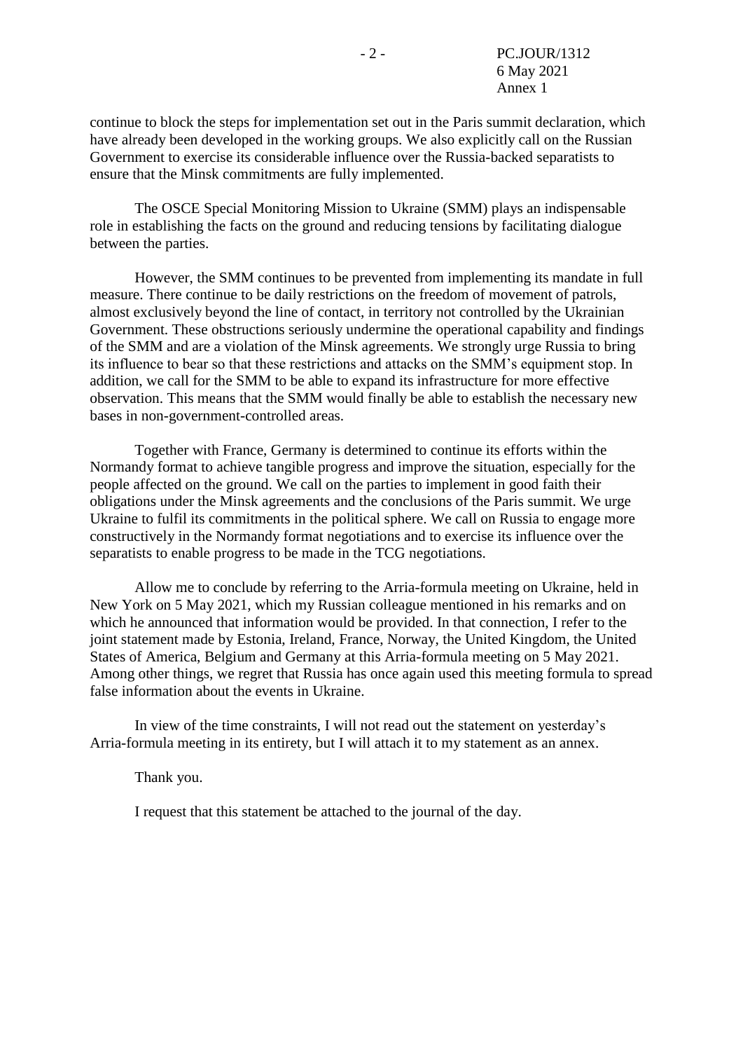continue to block the steps for implementation set out in the Paris summit declaration, which have already been developed in the working groups. We also explicitly call on the Russian Government to exercise its considerable influence over the Russia-backed separatists to ensure that the Minsk commitments are fully implemented.

The OSCE Special Monitoring Mission to Ukraine (SMM) plays an indispensable role in establishing the facts on the ground and reducing tensions by facilitating dialogue between the parties.

However, the SMM continues to be prevented from implementing its mandate in full measure. There continue to be daily restrictions on the freedom of movement of patrols, almost exclusively beyond the line of contact, in territory not controlled by the Ukrainian Government. These obstructions seriously undermine the operational capability and findings of the SMM and are a violation of the Minsk agreements. We strongly urge Russia to bring its influence to bear so that these restrictions and attacks on the SMM's equipment stop. In addition, we call for the SMM to be able to expand its infrastructure for more effective observation. This means that the SMM would finally be able to establish the necessary new bases in non-government-controlled areas.

Together with France, Germany is determined to continue its efforts within the Normandy format to achieve tangible progress and improve the situation, especially for the people affected on the ground. We call on the parties to implement in good faith their obligations under the Minsk agreements and the conclusions of the Paris summit. We urge Ukraine to fulfil its commitments in the political sphere. We call on Russia to engage more constructively in the Normandy format negotiations and to exercise its influence over the separatists to enable progress to be made in the TCG negotiations.

Allow me to conclude by referring to the Arria-formula meeting on Ukraine, held in New York on 5 May 2021, which my Russian colleague mentioned in his remarks and on which he announced that information would be provided. In that connection, I refer to the joint statement made by Estonia, Ireland, France, Norway, the United Kingdom, the United States of America, Belgium and Germany at this Arria-formula meeting on 5 May 2021. Among other things, we regret that Russia has once again used this meeting formula to spread false information about the events in Ukraine.

In view of the time constraints, I will not read out the statement on yesterday's Arria-formula meeting in its entirety, but I will attach it to my statement as an annex.

Thank you.

I request that this statement be attached to the journal of the day.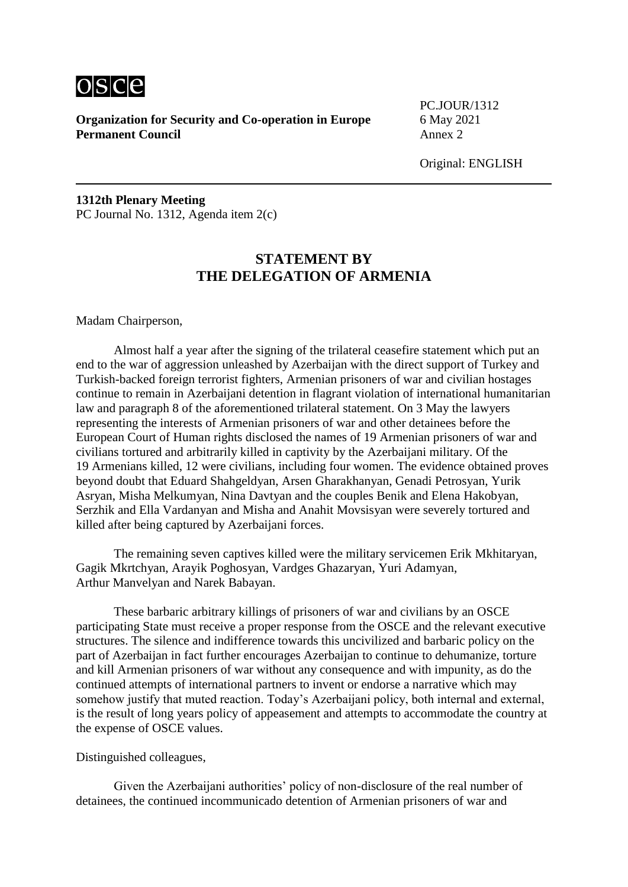**Organization for Security and Co-operation in Europe**
**Permanent Council**

PC.JOUR/1312
6 May 2021
Annex 2

Original: ENGLISH

**1312th Plenary Meeting**
PC Journal No. 1312, Agenda item 2(c)

## STATEMENT BY THE DELEGATION OF ARMENIA

Madam Chairperson,

Almost half a year after the signing of the trilateral ceasefire statement which put an end to the war of aggression unleashed by Azerbaijan with the direct support of Turkey and Turkish-backed foreign terrorist fighters, Armenian prisoners of war and civilian hostages continue to remain in Azerbaijani detention in flagrant violation of international humanitarian law and paragraph 8 of the aforementioned trilateral statement. On 3 May the lawyers representing the interests of Armenian prisoners of war and other detainees before the European Court of Human rights disclosed the names of 19 Armenian prisoners of war and civilians tortured and arbitrarily killed in captivity by the Azerbaijani military. Of the 19 Armenians killed, 12 were civilians, including four women. The evidence obtained proves beyond doubt that Eduard Shahgeldyan, Arsen Gharakhanyan, Genadi Petrosyan, Yurik Asryan, Misha Melkumyan, Nina Davtyan and the couples Benik and Elena Hakobyan, Serzhik and Ella Vardanyan and Misha and Anahit Movsisyan were severely tortured and killed after being captured by Azerbaijani forces.

The remaining seven captives killed were the military servicemen Erik Mkhitaryan, Gagik Mkrtchyan, Arayik Poghosyan, Vardges Ghazaryan, Yuri Adamyan, Arthur Manvelyan and Narek Babayan.

These barbaric arbitrary killings of prisoners of war and civilians by an OSCE participating State must receive a proper response from the OSCE and the relevant executive structures. The silence and indifference towards this uncivilized and barbaric policy on the part of Azerbaijan in fact further encourages Azerbaijan to continue to dehumanize, torture and kill Armenian prisoners of war without any consequence and with impunity, as do the continued attempts of international partners to invent or endorse a narrative which may somehow justify that muted reaction. Today's Azerbaijani policy, both internal and external, is the result of long years policy of appeasement and attempts to accommodate the country at the expense of OSCE values.

Distinguished colleagues,

Given the Azerbaijani authorities' policy of non-disclosure of the real number of detainees, the continued incommunicado detention of Armenian prisoners of war and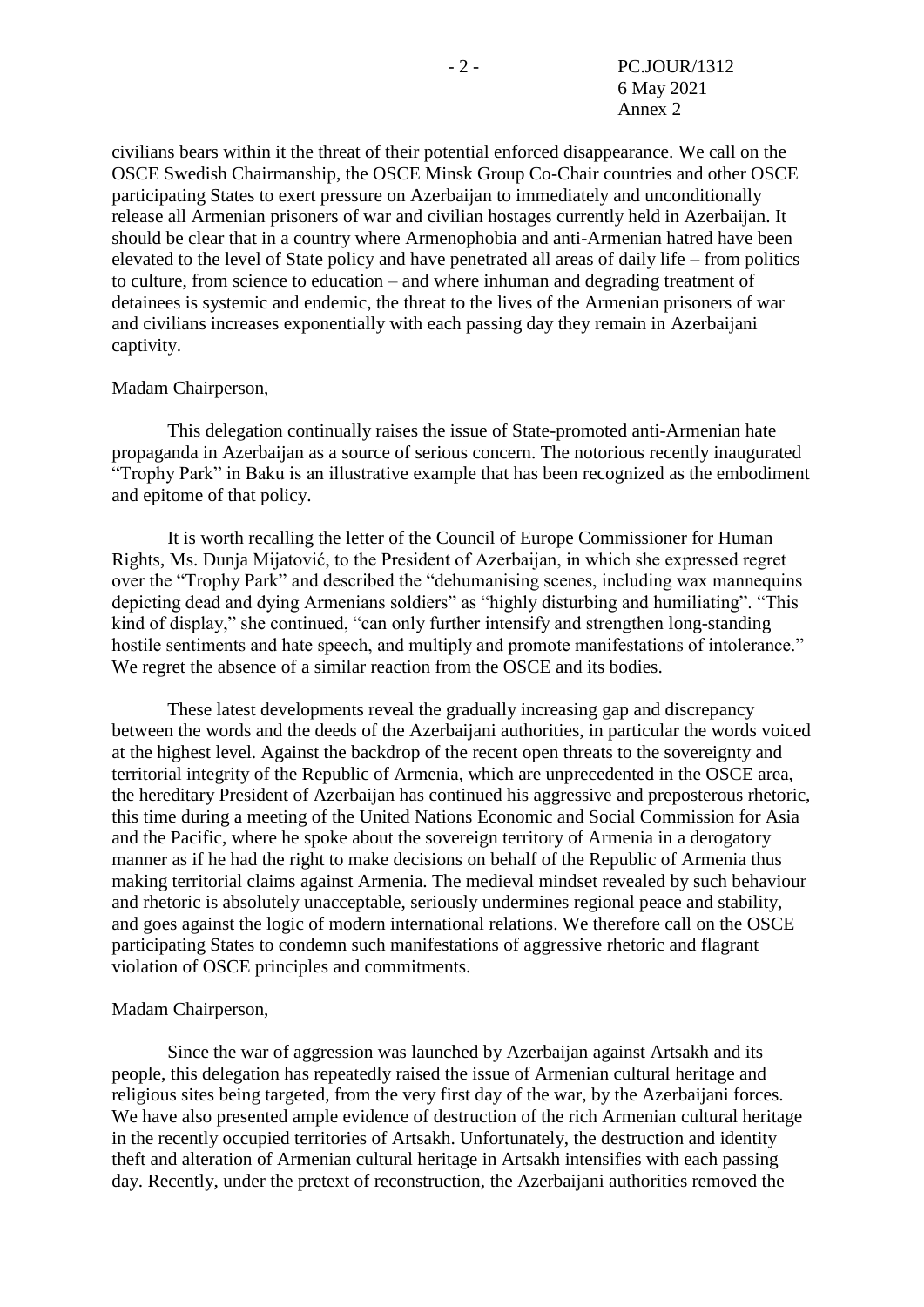civilians bears within it the threat of their potential enforced disappearance. We call on the OSCE Swedish Chairmanship, the OSCE Minsk Group Co-Chair countries and other OSCE participating States to exert pressure on Azerbaijan to immediately and unconditionally release all Armenian prisoners of war and civilian hostages currently held in Azerbaijan. It should be clear that in a country where Armenophobia and anti-Armenian hatred have been elevated to the level of State policy and have penetrated all areas of daily life – from politics to culture, from science to education – and where inhuman and degrading treatment of detainees is systemic and endemic, the threat to the lives of the Armenian prisoners of war and civilians increases exponentially with each passing day they remain in Azerbaijani captivity.

Madam Chairperson,

This delegation continually raises the issue of State-promoted anti-Armenian hate propaganda in Azerbaijan as a source of serious concern. The notorious recently inaugurated "Trophy Park" in Baku is an illustrative example that has been recognized as the embodiment and epitome of that policy.

It is worth recalling the letter of the Council of Europe Commissioner for Human Rights, Ms. Dunja Mijatović, to the President of Azerbaijan, in which she expressed regret over the "Trophy Park" and described the "dehumanising scenes, including wax mannequins depicting dead and dying Armenians soldiers" as "highly disturbing and humiliating". "This kind of display," she continued, "can only further intensify and strengthen long-standing hostile sentiments and hate speech, and multiply and promote manifestations of intolerance." We regret the absence of a similar reaction from the OSCE and its bodies.

These latest developments reveal the gradually increasing gap and discrepancy between the words and the deeds of the Azerbaijani authorities, in particular the words voiced at the highest level. Against the backdrop of the recent open threats to the sovereignty and territorial integrity of the Republic of Armenia, which are unprecedented in the OSCE area, the hereditary President of Azerbaijan has continued his aggressive and preposterous rhetoric, this time during a meeting of the United Nations Economic and Social Commission for Asia and the Pacific, where he spoke about the sovereign territory of Armenia in a derogatory manner as if he had the right to make decisions on behalf of the Republic of Armenia thus making territorial claims against Armenia. The medieval mindset revealed by such behaviour and rhetoric is absolutely unacceptable, seriously undermines regional peace and stability, and goes against the logic of modern international relations. We therefore call on the OSCE participating States to condemn such manifestations of aggressive rhetoric and flagrant violation of OSCE principles and commitments.

Madam Chairperson,

Since the war of aggression was launched by Azerbaijan against Artsakh and its people, this delegation has repeatedly raised the issue of Armenian cultural heritage and religious sites being targeted, from the very first day of the war, by the Azerbaijani forces. We have also presented ample evidence of destruction of the rich Armenian cultural heritage in the recently occupied territories of Artsakh. Unfortunately, the destruction and identity theft and alteration of Armenian cultural heritage in Artsakh intensifies with each passing day. Recently, under the pretext of reconstruction, the Azerbaijani authorities removed the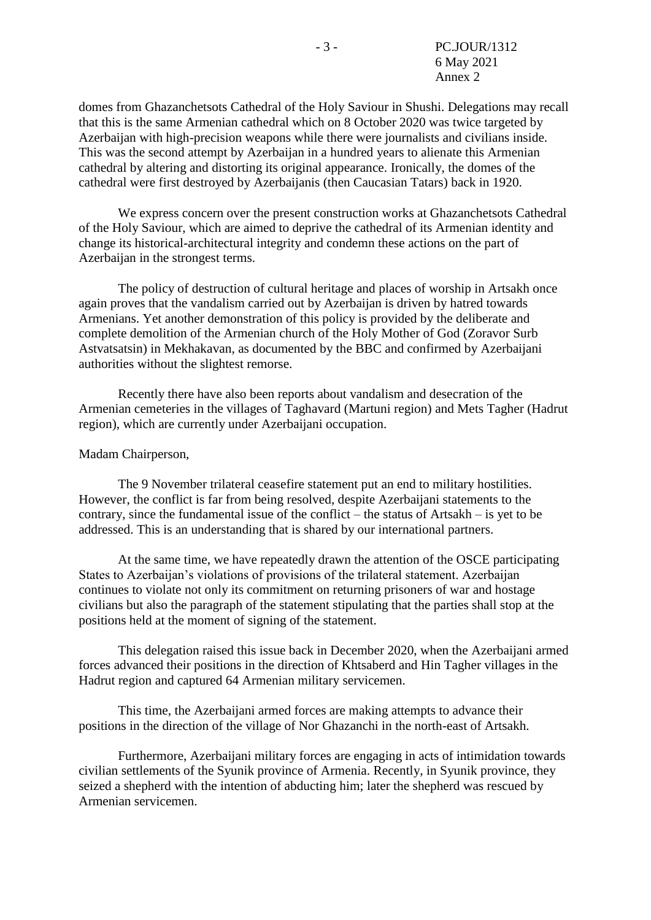domes from Ghazanchetsots Cathedral of the Holy Saviour in Shushi. Delegations may recall that this is the same Armenian cathedral which on 8 October 2020 was twice targeted by Azerbaijan with high-precision weapons while there were journalists and civilians inside. This was the second attempt by Azerbaijan in a hundred years to alienate this Armenian cathedral by altering and distorting its original appearance. Ironically, the domes of the cathedral were first destroyed by Azerbaijanis (then Caucasian Tatars) back in 1920.

We express concern over the present construction works at Ghazanchetsots Cathedral of the Holy Saviour, which are aimed to deprive the cathedral of its Armenian identity and change its historical-architectural integrity and condemn these actions on the part of Azerbaijan in the strongest terms.

The policy of destruction of cultural heritage and places of worship in Artsakh once again proves that the vandalism carried out by Azerbaijan is driven by hatred towards Armenians. Yet another demonstration of this policy is provided by the deliberate and complete demolition of the Armenian church of the Holy Mother of God (Zoravor Surb Astvatsatsin) in Mekhakavan, as documented by the BBC and confirmed by Azerbaijani authorities without the slightest remorse.

Recently there have also been reports about vandalism and desecration of the Armenian cemeteries in the villages of Taghavard (Martuni region) and Mets Tagher (Hadrut region), which are currently under Azerbaijani occupation.

Madam Chairperson,

The 9 November trilateral ceasefire statement put an end to military hostilities. However, the conflict is far from being resolved, despite Azerbaijani statements to the contrary, since the fundamental issue of the conflict – the status of Artsakh – is yet to be addressed. This is an understanding that is shared by our international partners.

At the same time, we have repeatedly drawn the attention of the OSCE participating States to Azerbaijan's violations of provisions of the trilateral statement. Azerbaijan continues to violate not only its commitment on returning prisoners of war and hostage civilians but also the paragraph of the statement stipulating that the parties shall stop at the positions held at the moment of signing of the statement.

This delegation raised this issue back in December 2020, when the Azerbaijani armed forces advanced their positions in the direction of Khtsaberd and Hin Tagher villages in the Hadrut region and captured 64 Armenian military servicemen.

This time, the Azerbaijani armed forces are making attempts to advance their positions in the direction of the village of Nor Ghazanchi in the north-east of Artsakh.

Furthermore, Azerbaijani military forces are engaging in acts of intimidation towards civilian settlements of the Syunik province of Armenia. Recently, in Syunik province, they seized a shepherd with the intention of abducting him; later the shepherd was rescued by Armenian servicemen.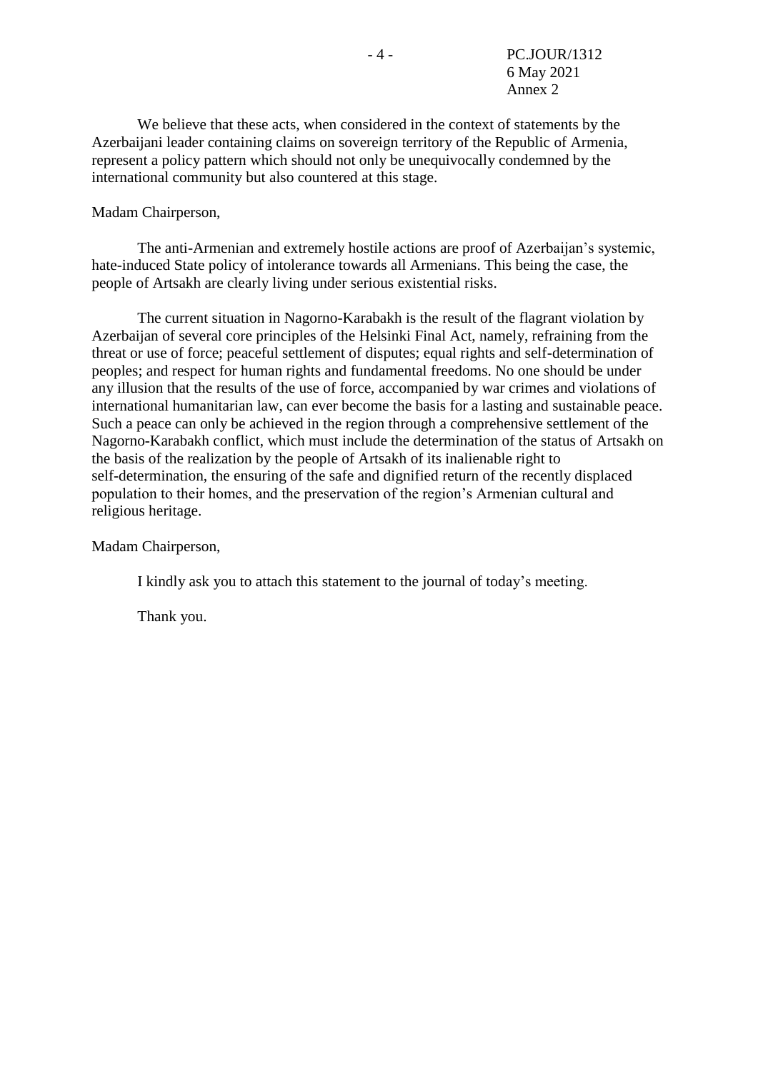We believe that these acts, when considered in the context of statements by the Azerbaijani leader containing claims on sovereign territory of the Republic of Armenia, represent a policy pattern which should not only be unequivocally condemned by the international community but also countered at this stage.

Madam Chairperson,

The anti-Armenian and extremely hostile actions are proof of Azerbaijan's systemic, hate-induced State policy of intolerance towards all Armenians. This being the case, the people of Artsakh are clearly living under serious existential risks.

The current situation in Nagorno-Karabakh is the result of the flagrant violation by Azerbaijan of several core principles of the Helsinki Final Act, namely, refraining from the threat or use of force; peaceful settlement of disputes; equal rights and self-determination of peoples; and respect for human rights and fundamental freedoms. No one should be under any illusion that the results of the use of force, accompanied by war crimes and violations of international humanitarian law, can ever become the basis for a lasting and sustainable peace. Such a peace can only be achieved in the region through a comprehensive settlement of the Nagorno-Karabakh conflict, which must include the determination of the status of Artsakh on the basis of the realization by the people of Artsakh of its inalienable right to self-determination, the ensuring of the safe and dignified return of the recently displaced population to their homes, and the preservation of the region's Armenian cultural and religious heritage.

Madam Chairperson,

I kindly ask you to attach this statement to the journal of today's meeting.

Thank you.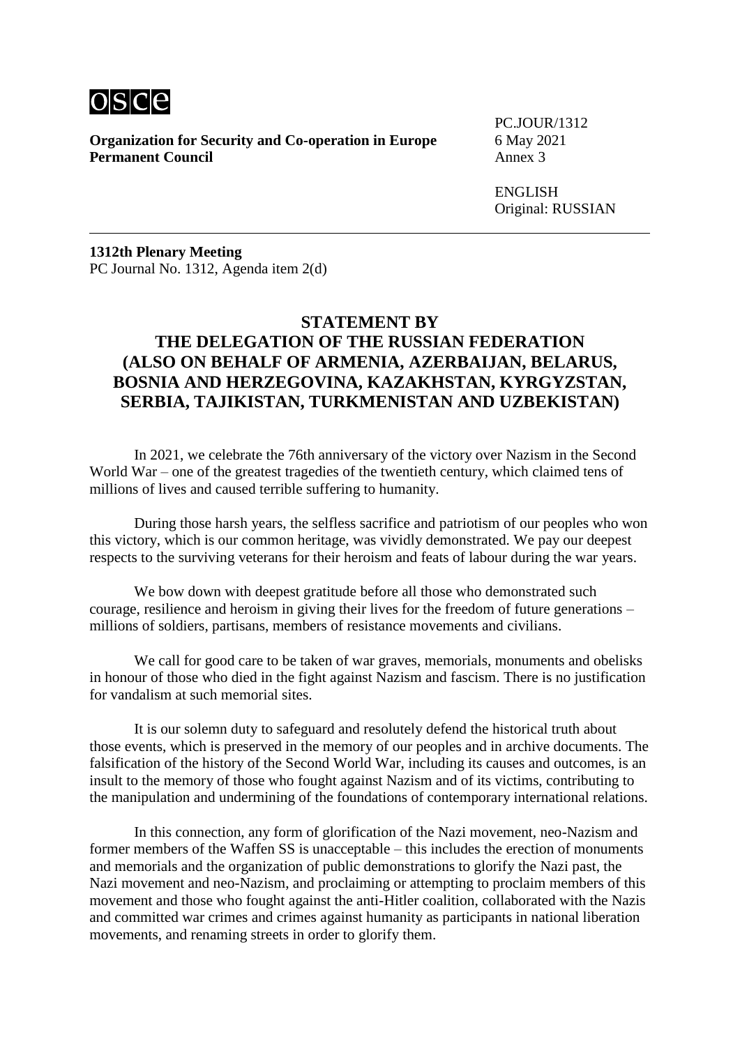**Organization for Security and Co-operation in Europe**
**Permanent Council**

PC.JOUR/1312
6 May 2021
Annex 3

ENGLISH
Original: RUSSIAN

**1312th Plenary Meeting**
PC Journal No. 1312, Agenda item 2(d)

## STATEMENT BY THE DELEGATION OF THE RUSSIAN FEDERATION (ALSO ON BEHALF OF ARMENIA, AZERBAIJAN, BELARUS, BOSNIA AND HERZEGOVINA, KAZAKHSTAN, KYRGYZSTAN, SERBIA, TAJIKISTAN, TURKMENISTAN AND UZBEKISTAN)

In 2021, we celebrate the 76th anniversary of the victory over Nazism in the Second World War – one of the greatest tragedies of the twentieth century, which claimed tens of millions of lives and caused terrible suffering to humanity.

During those harsh years, the selfless sacrifice and patriotism of our peoples who won this victory, which is our common heritage, was vividly demonstrated. We pay our deepest respects to the surviving veterans for their heroism and feats of labour during the war years.

We bow down with deepest gratitude before all those who demonstrated such courage, resilience and heroism in giving their lives for the freedom of future generations – millions of soldiers, partisans, members of resistance movements and civilians.

We call for good care to be taken of war graves, memorials, monuments and obelisks in honour of those who died in the fight against Nazism and fascism. There is no justification for vandalism at such memorial sites.

It is our solemn duty to safeguard and resolutely defend the historical truth about those events, which is preserved in the memory of our peoples and in archive documents. The falsification of the history of the Second World War, including its causes and outcomes, is an insult to the memory of those who fought against Nazism and of its victims, contributing to the manipulation and undermining of the foundations of contemporary international relations.

In this connection, any form of glorification of the Nazi movement, neo-Nazism and former members of the Waffen SS is unacceptable – this includes the erection of monuments and memorials and the organization of public demonstrations to glorify the Nazi past, the Nazi movement and neo-Nazism, and proclaiming or attempting to proclaim members of this movement and those who fought against the anti-Hitler coalition, collaborated with the Nazis and committed war crimes and crimes against humanity as participants in national liberation movements, and renaming streets in order to glorify them.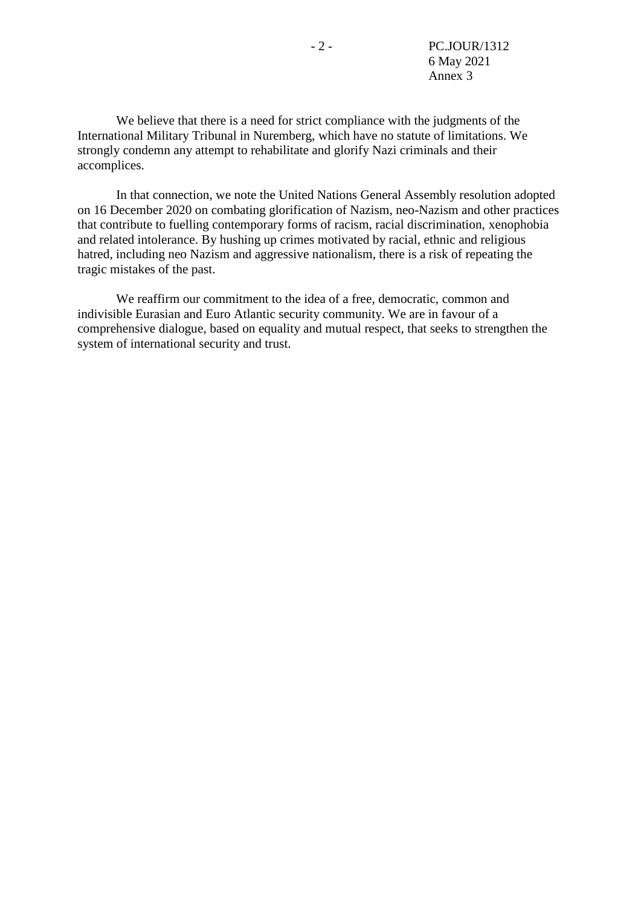We believe that there is a need for strict compliance with the judgments of the International Military Tribunal in Nuremberg, which have no statute of limitations. We strongly condemn any attempt to rehabilitate and glorify Nazi criminals and their accomplices.

In that connection, we note the United Nations General Assembly resolution adopted on 16 December 2020 on combating glorification of Nazism, neo-Nazism and other practices that contribute to fuelling contemporary forms of racism, racial discrimination, xenophobia and related intolerance. By hushing up crimes motivated by racial, ethnic and religious hatred, including neo Nazism and aggressive nationalism, there is a risk of repeating the tragic mistakes of the past.

We reaffirm our commitment to the idea of a free, democratic, common and indivisible Eurasian and Euro Atlantic security community. We are in favour of a comprehensive dialogue, based on equality and mutual respect, that seeks to strengthen the system of international security and trust.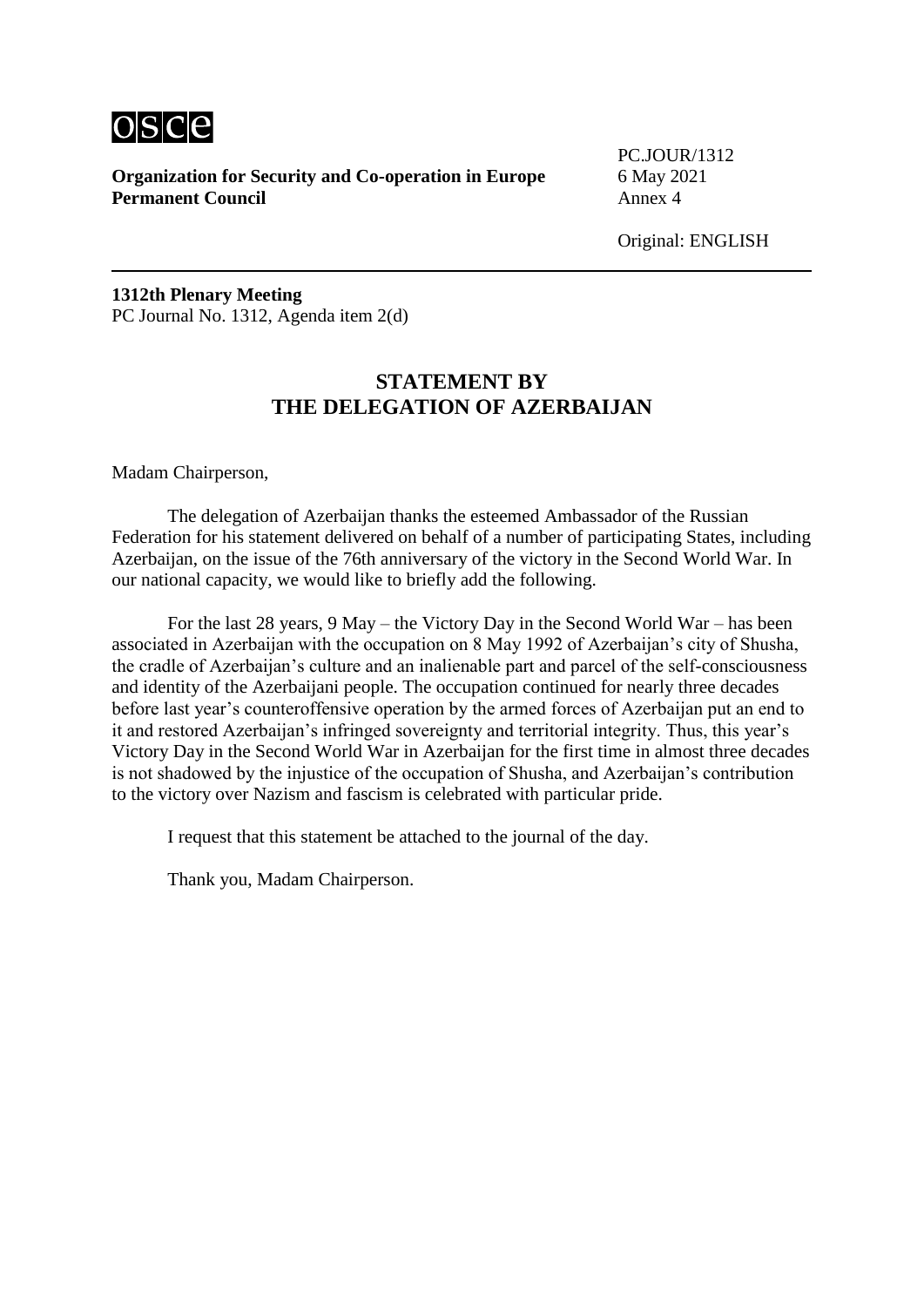**Organization for Security and Co-operation in Europe**
**Permanent Council**

PC.JOUR/1312
6 May 2021
Annex 4

Original: ENGLISH

---

**1312th Plenary Meeting**
PC Journal No. 1312, Agenda item 2(d)

## STATEMENT BY THE DELEGATION OF AZERBAIJAN

Madam Chairperson,

The delegation of Azerbaijan thanks the esteemed Ambassador of the Russian Federation for his statement delivered on behalf of a number of participating States, including Azerbaijan, on the issue of the 76th anniversary of the victory in the Second World War. In our national capacity, we would like to briefly add the following.

For the last 28 years, 9 May – the Victory Day in the Second World War – has been associated in Azerbaijan with the occupation on 8 May 1992 of Azerbaijan's city of Shusha, the cradle of Azerbaijan's culture and an inalienable part and parcel of the self-consciousness and identity of the Azerbaijani people. The occupation continued for nearly three decades before last year's counteroffensive operation by the armed forces of Azerbaijan put an end to it and restored Azerbaijan's infringed sovereignty and territorial integrity. Thus, this year's Victory Day in the Second World War in Azerbaijan for the first time in almost three decades is not shadowed by the injustice of the occupation of Shusha, and Azerbaijan's contribution to the victory over Nazism and fascism is celebrated with particular pride.

I request that this statement be attached to the journal of the day.

Thank you, Madam Chairperson.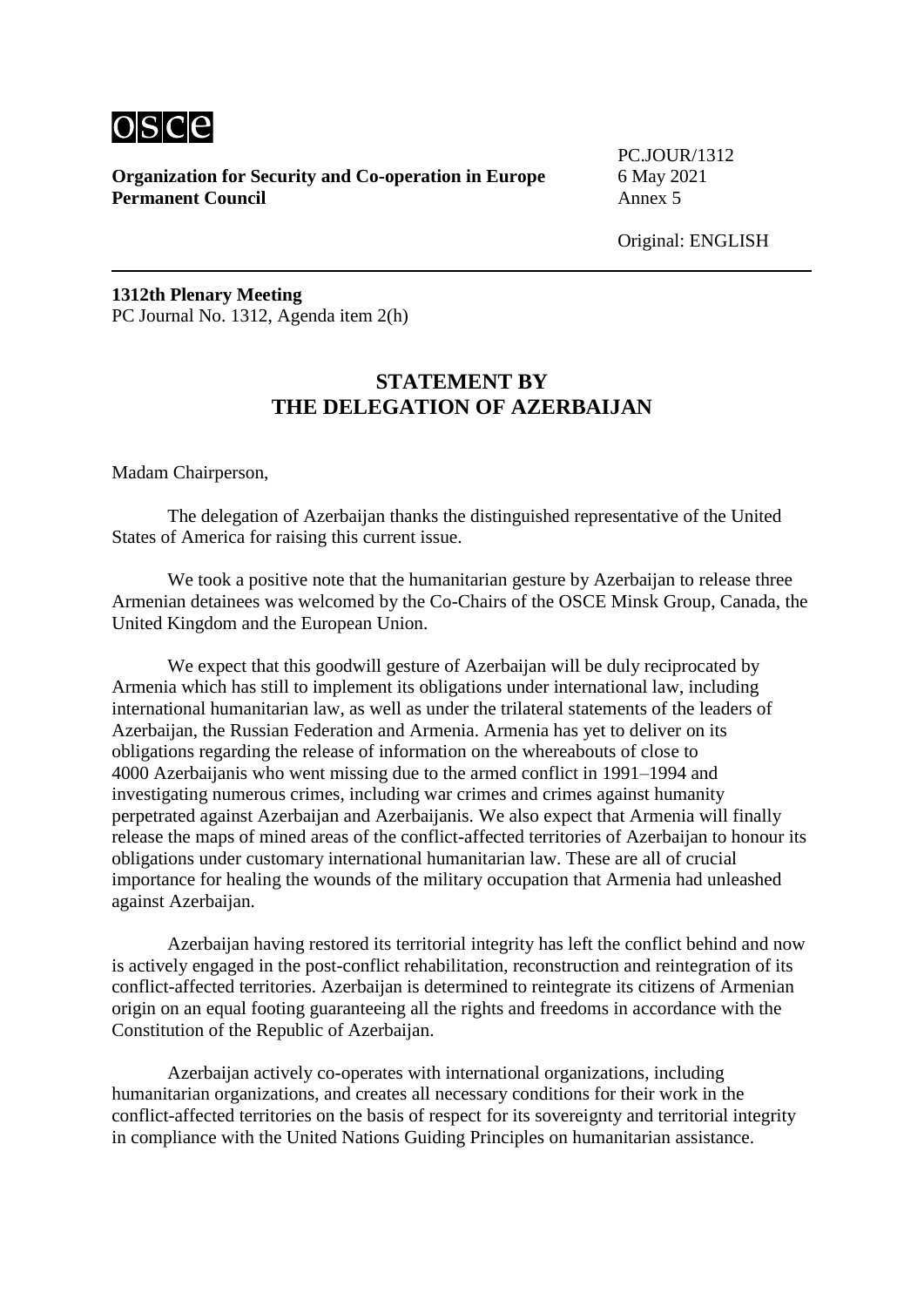**Organization for Security and Co-operation in Europe**
**Permanent Council**

PC.JOUR/1312
6 May 2021
Annex 5

Original: ENGLISH

---

**1312th Plenary Meeting**
PC Journal No. 1312, Agenda item 2(h)

## STATEMENT BY THE DELEGATION OF AZERBAIJAN

Madam Chairperson,

The delegation of Azerbaijan thanks the distinguished representative of the United States of America for raising this current issue.

We took a positive note that the humanitarian gesture by Azerbaijan to release three Armenian detainees was welcomed by the Co-Chairs of the OSCE Minsk Group, Canada, the United Kingdom and the European Union.

We expect that this goodwill gesture of Azerbaijan will be duly reciprocated by Armenia which has still to implement its obligations under international law, including international humanitarian law, as well as under the trilateral statements of the leaders of Azerbaijan, the Russian Federation and Armenia. Armenia has yet to deliver on its obligations regarding the release of information on the whereabouts of close to 4000 Azerbaijanis who went missing due to the armed conflict in 1991–1994 and investigating numerous crimes, including war crimes and crimes against humanity perpetrated against Azerbaijan and Azerbaijanis. We also expect that Armenia will finally release the maps of mined areas of the conflict-affected territories of Azerbaijan to honour its obligations under customary international humanitarian law. These are all of crucial importance for healing the wounds of the military occupation that Armenia had unleashed against Azerbaijan.

Azerbaijan having restored its territorial integrity has left the conflict behind and now is actively engaged in the post-conflict rehabilitation, reconstruction and reintegration of its conflict-affected territories. Azerbaijan is determined to reintegrate its citizens of Armenian origin on an equal footing guaranteeing all the rights and freedoms in accordance with the Constitution of the Republic of Azerbaijan.

Azerbaijan actively co-operates with international organizations, including humanitarian organizations, and creates all necessary conditions for their work in the conflict-affected territories on the basis of respect for its sovereignty and territorial integrity in compliance with the United Nations Guiding Principles on humanitarian assistance.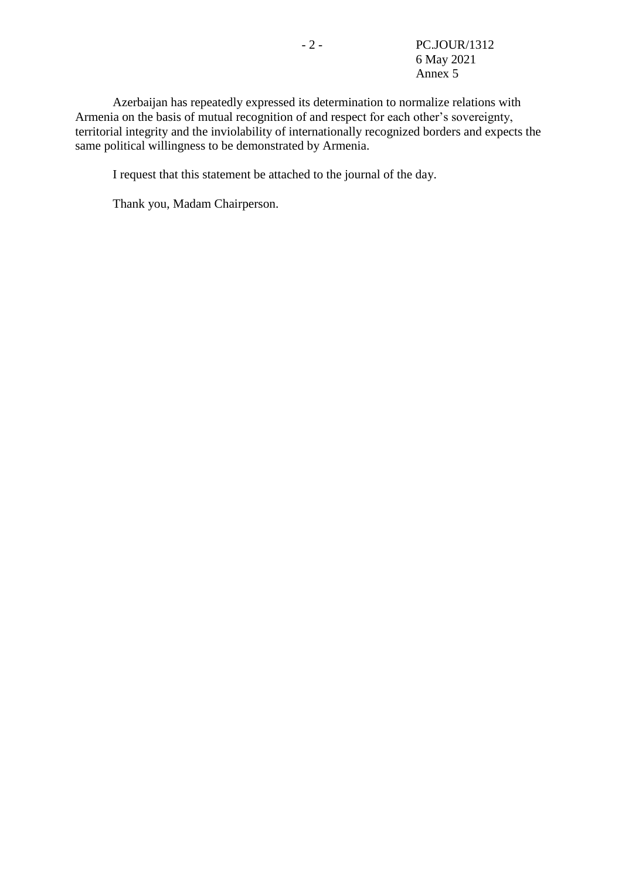Azerbaijan has repeatedly expressed its determination to normalize relations with Armenia on the basis of mutual recognition of and respect for each other's sovereignty, territorial integrity and the inviolability of internationally recognized borders and expects the same political willingness to be demonstrated by Armenia.

I request that this statement be attached to the journal of the day.

Thank you, Madam Chairperson.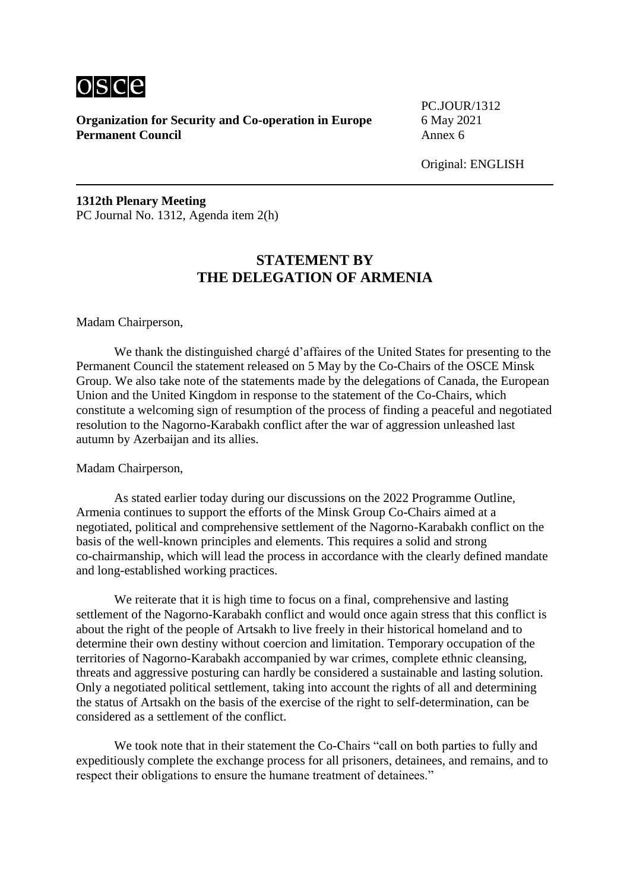osce

**Organization for Security and Co-operation in Europe**
**Permanent Council**

PC.JOUR/1312
6 May 2021
Annex 6

Original: ENGLISH

**1312th Plenary Meeting**
PC Journal No. 1312, Agenda item 2(h)

## STATEMENT BY THE DELEGATION OF ARMENIA

Madam Chairperson,

We thank the distinguished chargé d'affaires of the United States for presenting to the Permanent Council the statement released on 5 May by the Co-Chairs of the OSCE Minsk Group. We also take note of the statements made by the delegations of Canada, the European Union and the United Kingdom in response to the statement of the Co-Chairs, which constitute a welcoming sign of resumption of the process of finding a peaceful and negotiated resolution to the Nagorno-Karabakh conflict after the war of aggression unleashed last autumn by Azerbaijan and its allies.

Madam Chairperson,

As stated earlier today during our discussions on the 2022 Programme Outline, Armenia continues to support the efforts of the Minsk Group Co-Chairs aimed at a negotiated, political and comprehensive settlement of the Nagorno-Karabakh conflict on the basis of the well-known principles and elements. This requires a solid and strong co-chairmanship, which will lead the process in accordance with the clearly defined mandate and long-established working practices.

We reiterate that it is high time to focus on a final, comprehensive and lasting settlement of the Nagorno-Karabakh conflict and would once again stress that this conflict is about the right of the people of Artsakh to live freely in their historical homeland and to determine their own destiny without coercion and limitation. Temporary occupation of the territories of Nagorno-Karabakh accompanied by war crimes, complete ethnic cleansing, threats and aggressive posturing can hardly be considered a sustainable and lasting solution. Only a negotiated political settlement, taking into account the rights of all and determining the status of Artsakh on the basis of the exercise of the right to self-determination, can be considered as a settlement of the conflict.

We took note that in their statement the Co-Chairs "call on both parties to fully and expeditiously complete the exchange process for all prisoners, detainees, and remains, and to respect their obligations to ensure the humane treatment of detainees."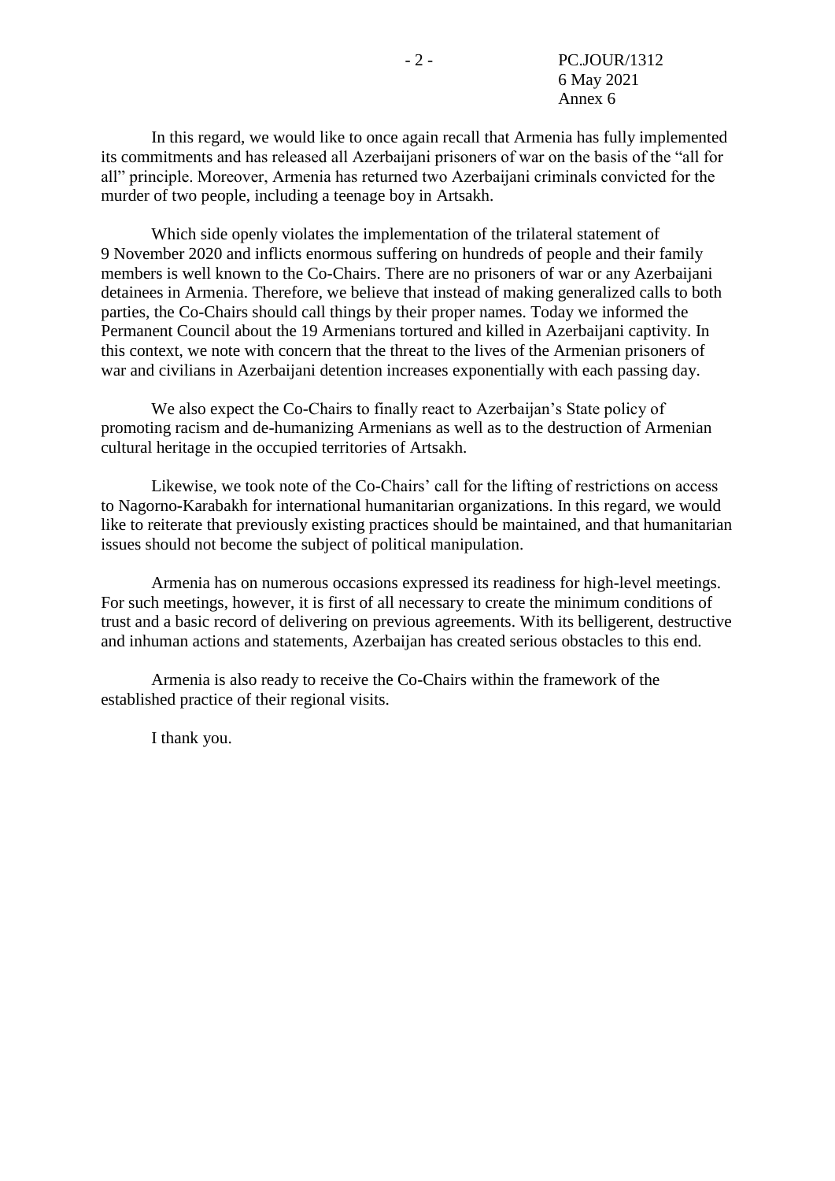In this regard, we would like to once again recall that Armenia has fully implemented its commitments and has released all Azerbaijani prisoners of war on the basis of the "all for all" principle. Moreover, Armenia has returned two Azerbaijani criminals convicted for the murder of two people, including a teenage boy in Artsakh.

Which side openly violates the implementation of the trilateral statement of 9 November 2020 and inflicts enormous suffering on hundreds of people and their family members is well known to the Co-Chairs. There are no prisoners of war or any Azerbaijani detainees in Armenia. Therefore, we believe that instead of making generalized calls to both parties, the Co-Chairs should call things by their proper names. Today we informed the Permanent Council about the 19 Armenians tortured and killed in Azerbaijani captivity. In this context, we note with concern that the threat to the lives of the Armenian prisoners of war and civilians in Azerbaijani detention increases exponentially with each passing day.

We also expect the Co-Chairs to finally react to Azerbaijan's State policy of promoting racism and de-humanizing Armenians as well as to the destruction of Armenian cultural heritage in the occupied territories of Artsakh.

Likewise, we took note of the Co-Chairs' call for the lifting of restrictions on access to Nagorno-Karabakh for international humanitarian organizations. In this regard, we would like to reiterate that previously existing practices should be maintained, and that humanitarian issues should not become the subject of political manipulation.

Armenia has on numerous occasions expressed its readiness for high-level meetings. For such meetings, however, it is first of all necessary to create the minimum conditions of trust and a basic record of delivering on previous agreements. With its belligerent, destructive and inhuman actions and statements, Azerbaijan has created serious obstacles to this end.

Armenia is also ready to receive the Co-Chairs within the framework of the established practice of their regional visits.

I thank you.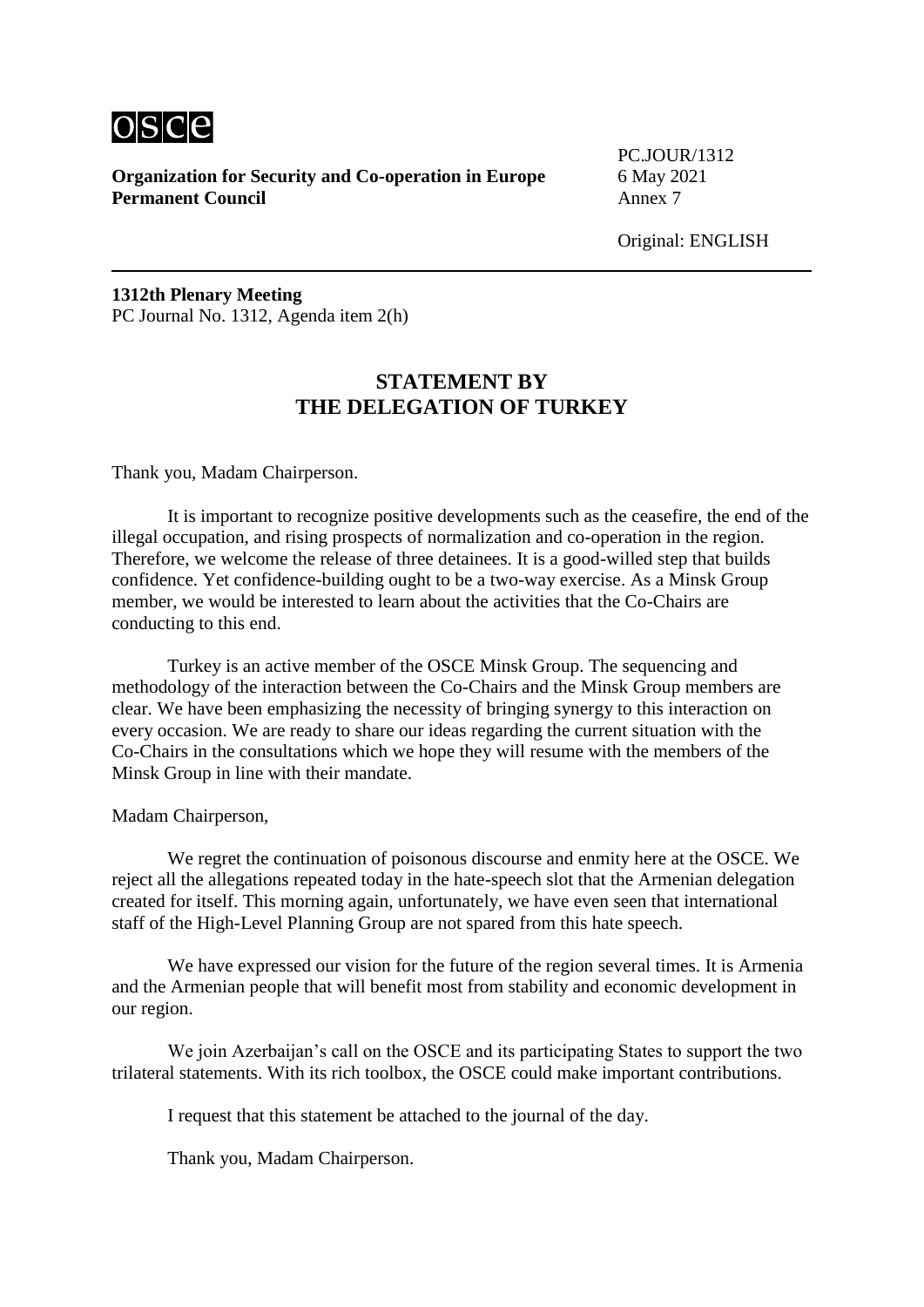osce

**Organization for Security and Co-operation in Europe**
**Permanent Council**

PC.JOUR/1312
6 May 2021
Annex 7

Original: ENGLISH

---

**1312th Plenary Meeting**
PC Journal No. 1312, Agenda item 2(h)

## STATEMENT BY THE DELEGATION OF TURKEY

Thank you, Madam Chairperson.

It is important to recognize positive developments such as the ceasefire, the end of the illegal occupation, and rising prospects of normalization and co-operation in the region. Therefore, we welcome the release of three detainees. It is a good-willed step that builds confidence. Yet confidence-building ought to be a two-way exercise. As a Minsk Group member, we would be interested to learn about the activities that the Co-Chairs are conducting to this end.

Turkey is an active member of the OSCE Minsk Group. The sequencing and methodology of the interaction between the Co-Chairs and the Minsk Group members are clear. We have been emphasizing the necessity of bringing synergy to this interaction on every occasion. We are ready to share our ideas regarding the current situation with the Co-Chairs in the consultations which we hope they will resume with the members of the Minsk Group in line with their mandate.

Madam Chairperson,

We regret the continuation of poisonous discourse and enmity here at the OSCE. We reject all the allegations repeated today in the hate-speech slot that the Armenian delegation created for itself. This morning again, unfortunately, we have even seen that international staff of the High-Level Planning Group are not spared from this hate speech.

We have expressed our vision for the future of the region several times. It is Armenia and the Armenian people that will benefit most from stability and economic development in our region.

We join Azerbaijan's call on the OSCE and its participating States to support the two trilateral statements. With its rich toolbox, the OSCE could make important contributions.

I request that this statement be attached to the journal of the day.

Thank you, Madam Chairperson.